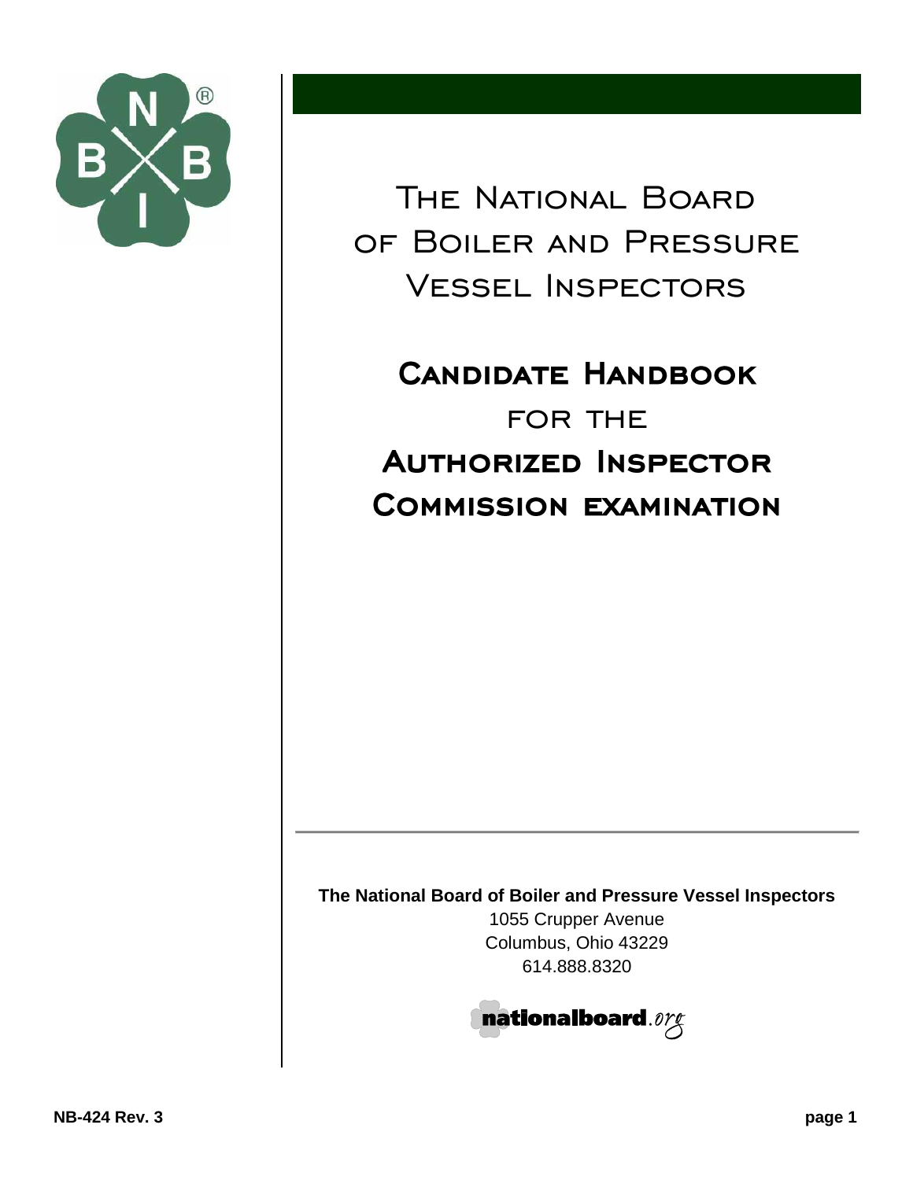# The National Board of Boiler and Pressure Vessel Inspectors

## Candidate Handbook for the Authorized Inspector Commission Examination

**The National Board of Boiler and Pressure Vessel Inspectors**

1055 Crupper Avenue
Columbus, Ohio 43229
614.888.8320

nationalboard.org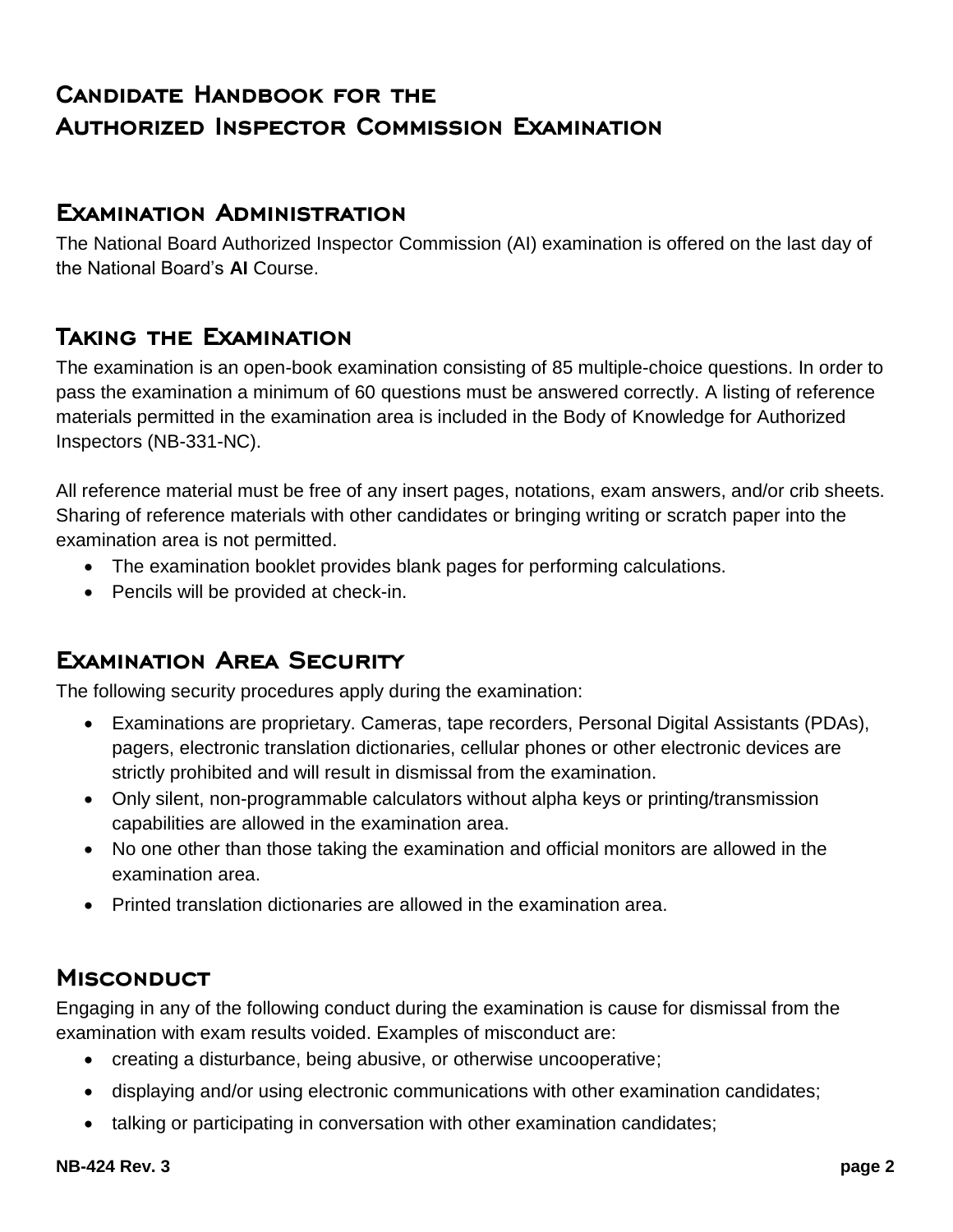# Candidate Handbook for the Authorized Inspector Commission Examination

## Examination Administration

The National Board Authorized Inspector Commission (AI) examination is offered on the last day of the National Board's **AI** Course.

## Taking the Examination

The examination is an open-book examination consisting of 85 multiple-choice questions. In order to pass the examination a minimum of 60 questions must be answered correctly. A listing of reference materials permitted in the examination area is included in the Body of Knowledge for Authorized Inspectors (NB-331-NC).

All reference material must be free of any insert pages, notations, exam answers, and/or crib sheets. Sharing of reference materials with other candidates or bringing writing or scratch paper into the examination area is not permitted.

- The examination booklet provides blank pages for performing calculations.
- Pencils will be provided at check-in.

## Examination Area Security

The following security procedures apply during the examination:

- Examinations are proprietary. Cameras, tape recorders, Personal Digital Assistants (PDAs), pagers, electronic translation dictionaries, cellular phones or other electronic devices are strictly prohibited and will result in dismissal from the examination.
- Only silent, non-programmable calculators without alpha keys or printing/transmission capabilities are allowed in the examination area.
- No one other than those taking the examination and official monitors are allowed in the examination area.
- Printed translation dictionaries are allowed in the examination area.

## Misconduct

Engaging in any of the following conduct during the examination is cause for dismissal from the examination with exam results voided. Examples of misconduct are:

- creating a disturbance, being abusive, or otherwise uncooperative;
- displaying and/or using electronic communications with other examination candidates;
- talking or participating in conversation with other examination candidates;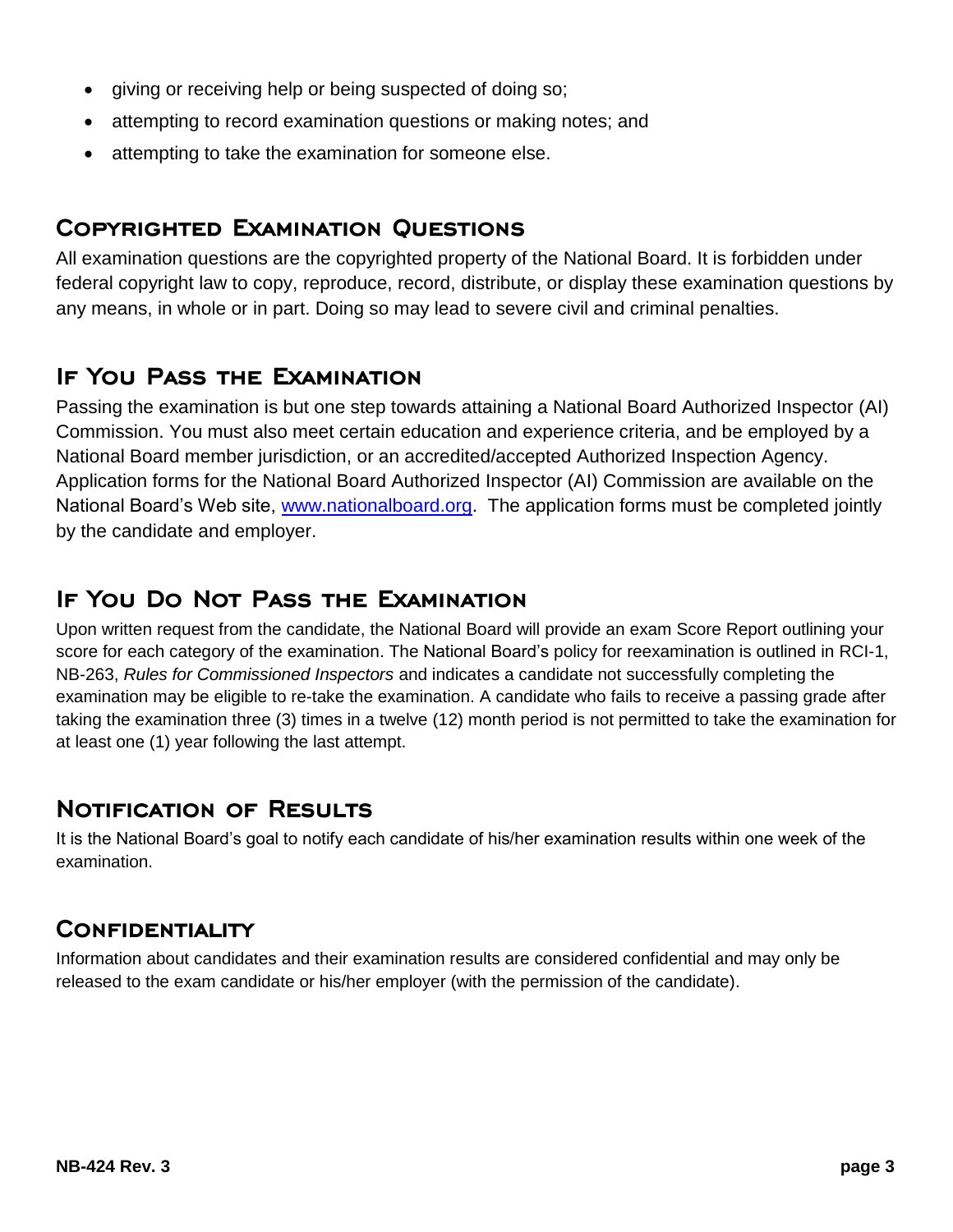- giving or receiving help or being suspected of doing so;
- attempting to record examination questions or making notes; and
- attempting to take the examination for someone else.

## Copyrighted Examination Questions

All examination questions are the copyrighted property of the National Board. It is forbidden under federal copyright law to copy, reproduce, record, distribute, or display these examination questions by any means, in whole or in part. Doing so may lead to severe civil and criminal penalties.

## If You Pass the Examination

Passing the examination is but one step towards attaining a National Board Authorized Inspector (AI) Commission. You must also meet certain education and experience criteria, and be employed by a National Board member jurisdiction, or an accredited/accepted Authorized Inspection Agency. Application forms for the National Board Authorized Inspector (AI) Commission are available on the National Board's Web site, [www.nationalboard.org](http://www.nationalboard.org). The application forms must be completed jointly by the candidate and employer.

## If You Do Not Pass the Examination

Upon written request from the candidate, the National Board will provide an exam Score Report outlining your score for each category of the examination. The National Board's policy for reexamination is outlined in RCI-1, NB-263, *Rules for Commissioned Inspectors* and indicates a candidate not successfully completing the examination may be eligible to re-take the examination. A candidate who fails to receive a passing grade after taking the examination three (3) times in a twelve (12) month period is not permitted to take the examination for at least one (1) year following the last attempt.

## Notification of Results

It is the National Board's goal to notify each candidate of his/her examination results within one week of the examination.

## Confidentiality

Information about candidates and their examination results are considered confidential and may only be released to the exam candidate or his/her employer (with the permission of the candidate).